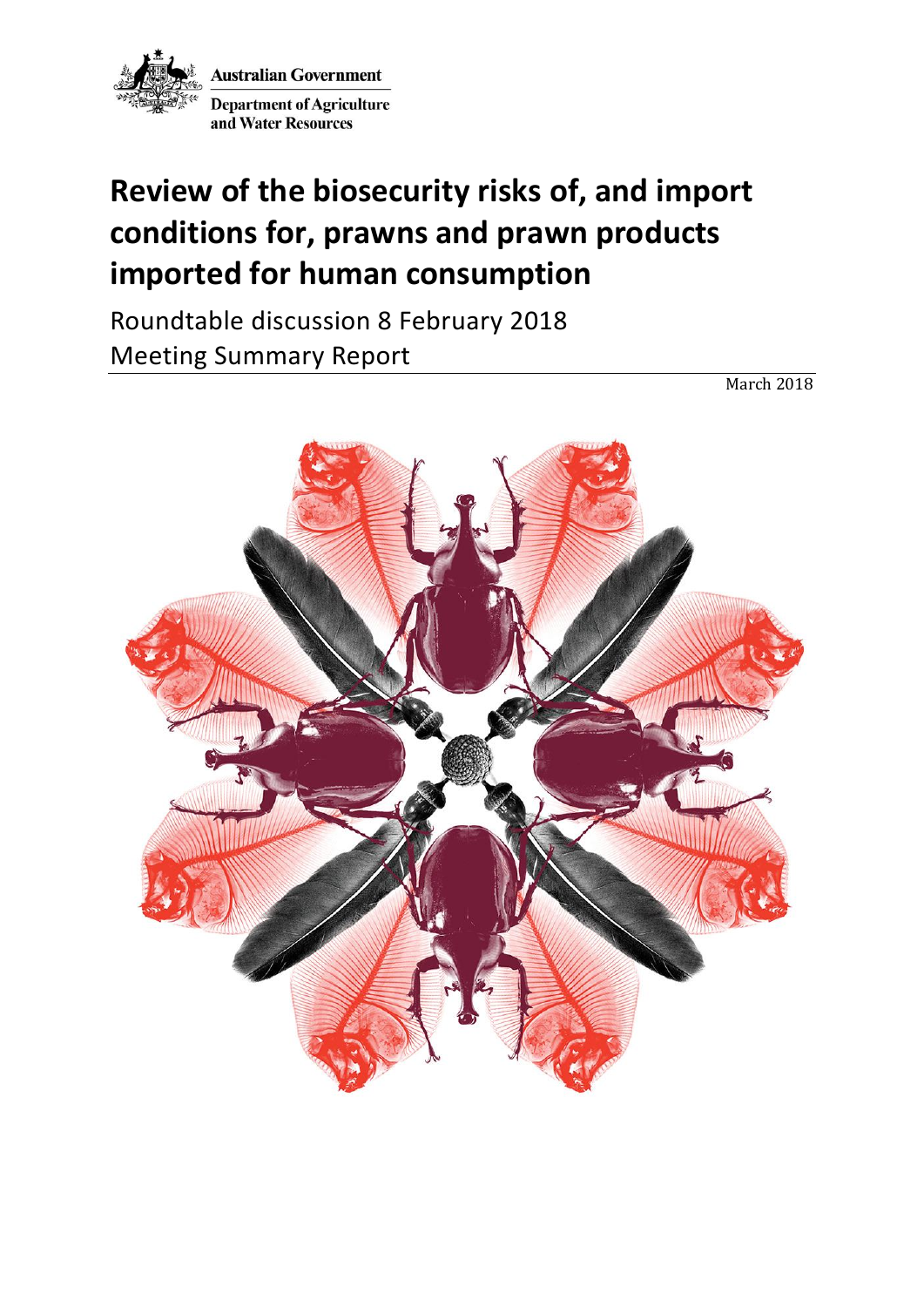Australian Government

Department of Agriculture and Water Resources

# Review of the biosecurity risks of, and import conditions for, prawns and prawn products imported for human consumption

Roundtable discussion 8 February 2018

Meeting Summary Report

March 2018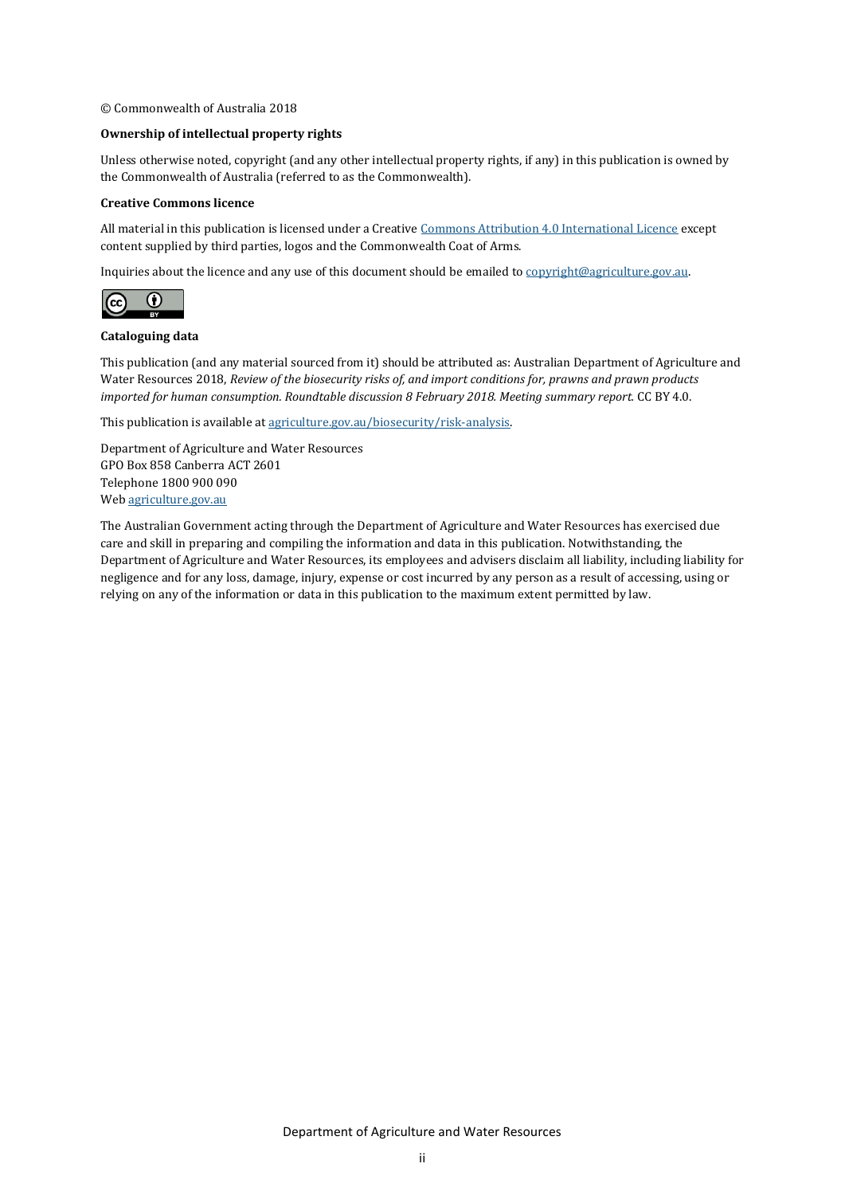© Commonwealth of Australia 2018

**Ownership of intellectual property rights**

Unless otherwise noted, copyright (and any other intellectual property rights, if any) in this publication is owned by the Commonwealth of Australia (referred to as the Commonwealth).

**Creative Commons licence**

All material in this publication is licensed under a Creative Commons Attribution 4.0 International Licence except content supplied by third parties, logos and the Commonwealth Coat of Arms.

Inquiries about the licence and any use of this document should be emailed to copyright@agriculture.gov.au.

**Cataloguing data**

This publication (and any material sourced from it) should be attributed as: Australian Department of Agriculture and Water Resources 2018, *Review of the biosecurity risks of, and import conditions for, prawns and prawn products imported for human consumption. Roundtable discussion 8 February 2018. Meeting summary report.* CC BY 4.0.

This publication is available at agriculture.gov.au/biosecurity/risk-analysis.

Department of Agriculture and Water Resources
GPO Box 858 Canberra ACT 2601
Telephone 1800 900 090
Web agriculture.gov.au

The Australian Government acting through the Department of Agriculture and Water Resources has exercised due care and skill in preparing and compiling the information and data in this publication. Notwithstanding, the Department of Agriculture and Water Resources, its employees and advisers disclaim all liability, including liability for negligence and for any loss, damage, injury, expense or cost incurred by any person as a result of accessing, using or relying on any of the information or data in this publication to the maximum extent permitted by law.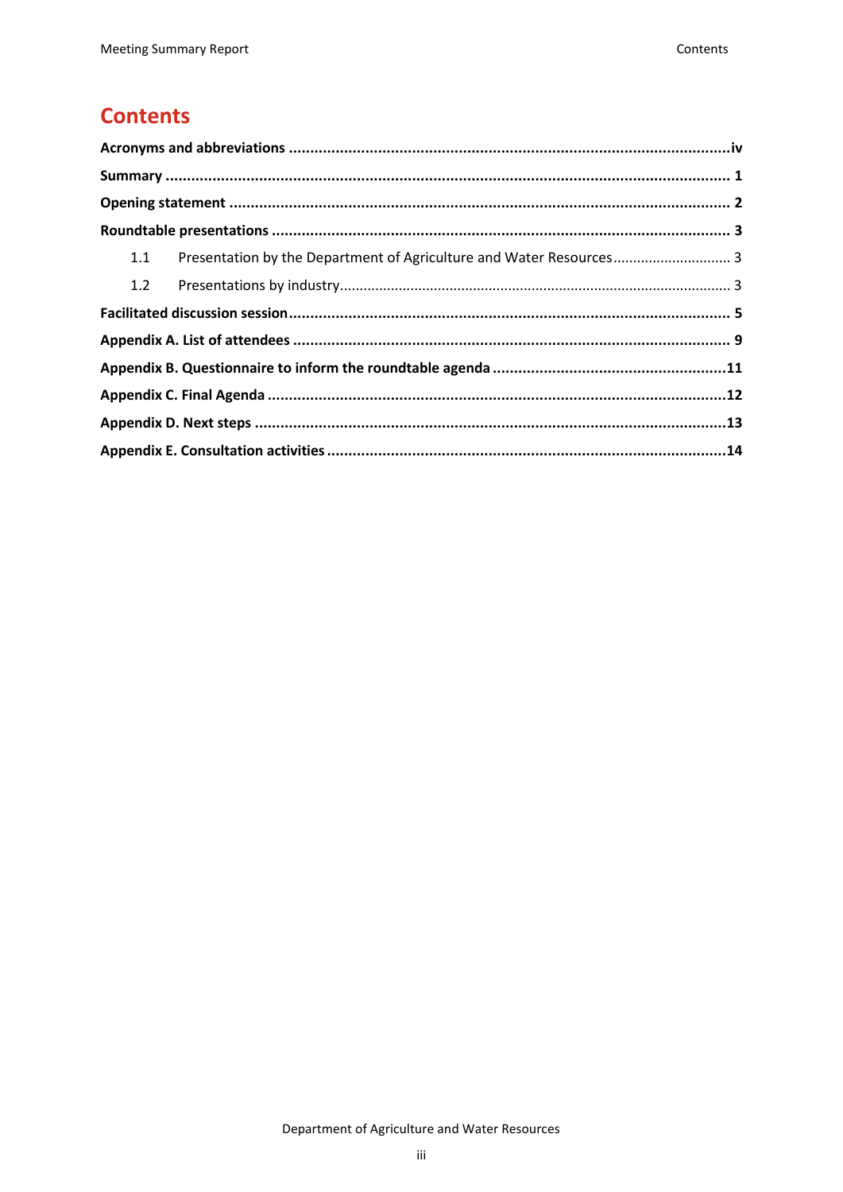# Contents

**Acronyms and abbreviations** ........ **iv**

**Summary** ........ **1**

**Opening statement** ........ **2**

**Roundtable presentations** ........ **3**

- 1.1 Presentation by the Department of Agriculture and Water Resources ........ 3
- 1.2 Presentations by industry ........ 3

**Facilitated discussion session** ........ **5**

**Appendix A. List of attendees** ........ **9**

**Appendix B. Questionnaire to inform the roundtable agenda** ........ **11**

**Appendix C. Final Agenda** ........ **12**

**Appendix D. Next steps** ........ **13**

**Appendix E. Consultation activities** ........ **14**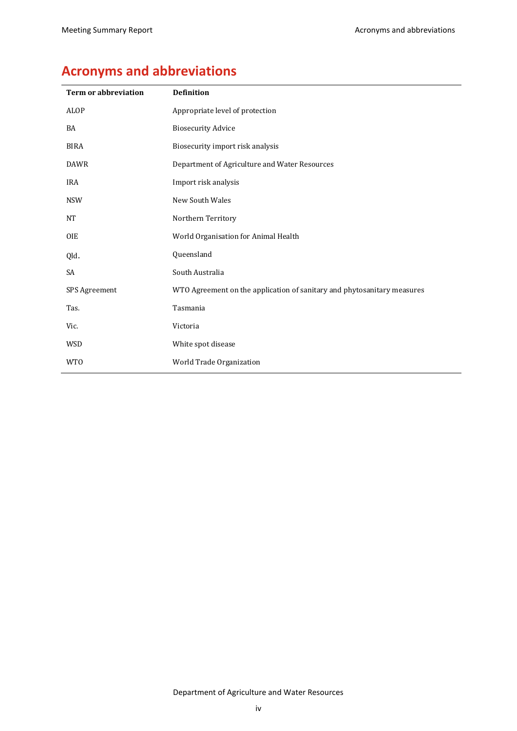# Acronyms and abbreviations

| Term or abbreviation | Definition |
| --- | --- |
| ALOP | Appropriate level of protection |
| BA | Biosecurity Advice |
| BIRA | Biosecurity import risk analysis |
| DAWR | Department of Agriculture and Water Resources |
| IRA | Import risk analysis |
| NSW | New South Wales |
| NT | Northern Territory |
| OIE | World Organisation for Animal Health |
| Qld. | Queensland |
| SA | South Australia |
| SPS Agreement | WTO Agreement on the application of sanitary and phytosanitary measures |
| Tas. | Tasmania |
| Vic. | Victoria |
| WSD | White spot disease |
| WTO | World Trade Organization |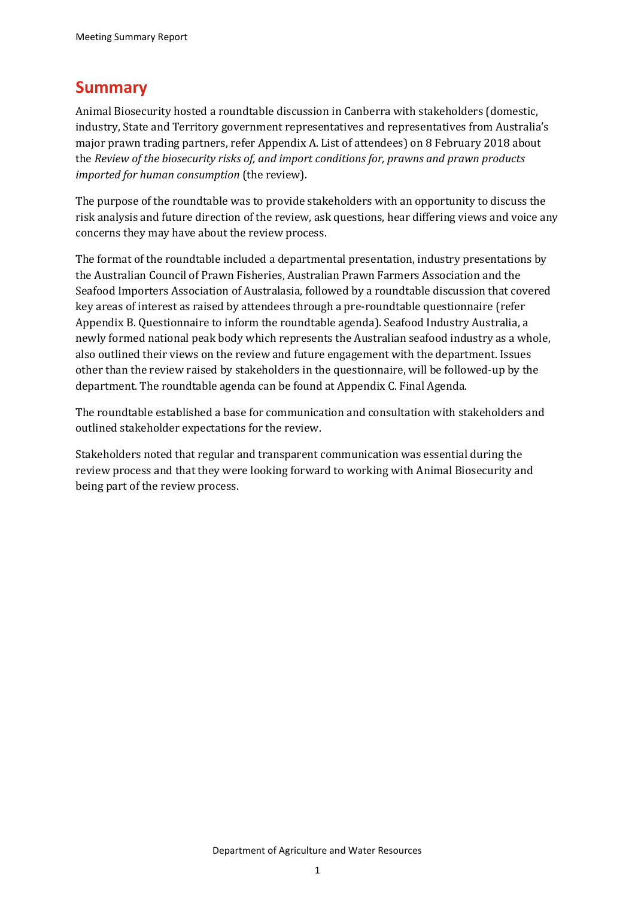# Summary

Animal Biosecurity hosted a roundtable discussion in Canberra with stakeholders (domestic, industry, State and Territory government representatives and representatives from Australia's major prawn trading partners, refer Appendix A. List of attendees) on 8 February 2018 about the *Review of the biosecurity risks of, and import conditions for, prawns and prawn products imported for human consumption* (the review).

The purpose of the roundtable was to provide stakeholders with an opportunity to discuss the risk analysis and future direction of the review, ask questions, hear differing views and voice any concerns they may have about the review process.

The format of the roundtable included a departmental presentation, industry presentations by the Australian Council of Prawn Fisheries, Australian Prawn Farmers Association and the Seafood Importers Association of Australasia, followed by a roundtable discussion that covered key areas of interest as raised by attendees through a pre-roundtable questionnaire (refer Appendix B. Questionnaire to inform the roundtable agenda). Seafood Industry Australia, a newly formed national peak body which represents the Australian seafood industry as a whole, also outlined their views on the review and future engagement with the department. Issues other than the review raised by stakeholders in the questionnaire, will be followed-up by the department. The roundtable agenda can be found at Appendix C. Final Agenda.

The roundtable established a base for communication and consultation with stakeholders and outlined stakeholder expectations for the review.

Stakeholders noted that regular and transparent communication was essential during the review process and that they were looking forward to working with Animal Biosecurity and being part of the review process.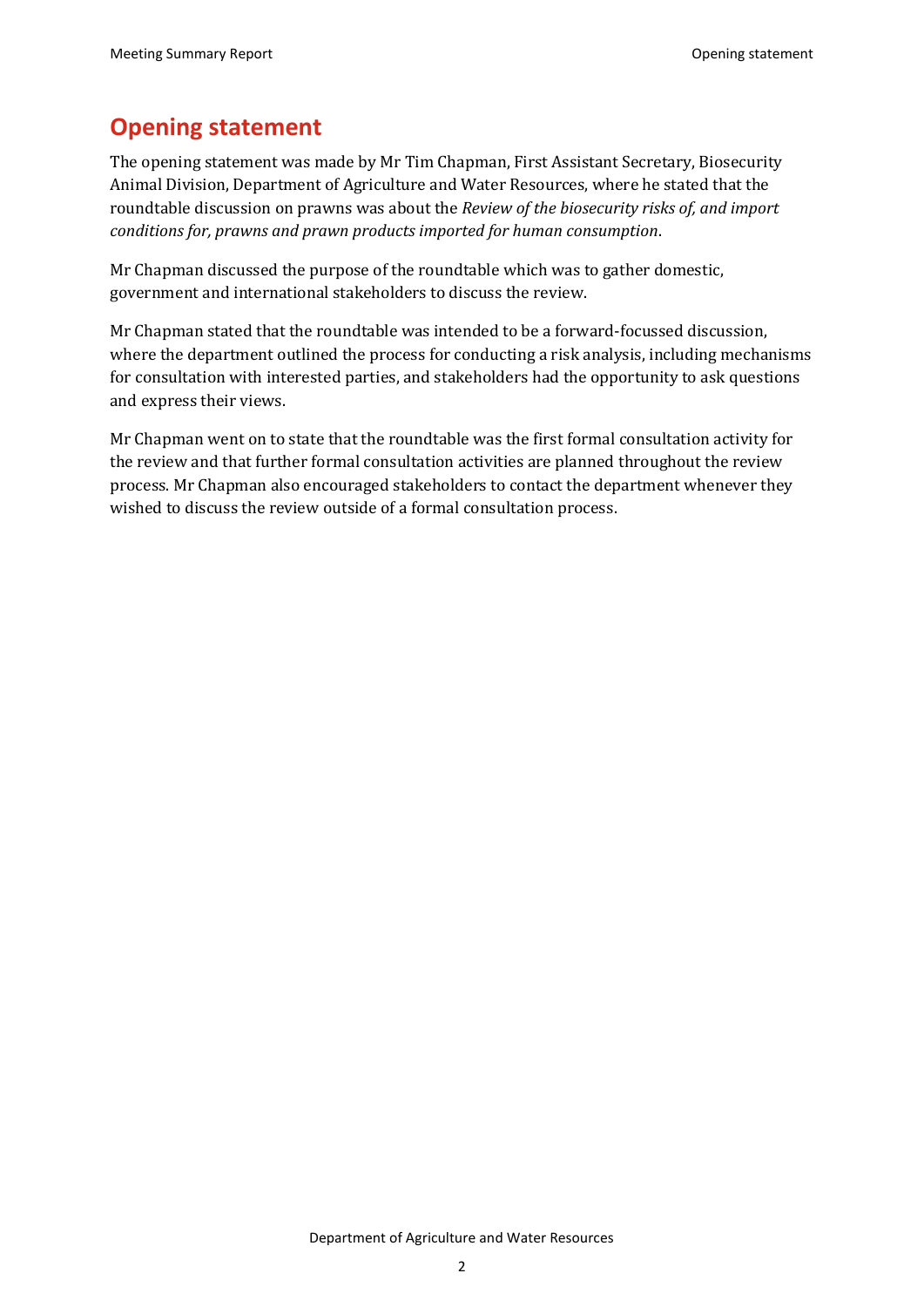## Opening statement

The opening statement was made by Mr Tim Chapman, First Assistant Secretary, Biosecurity Animal Division, Department of Agriculture and Water Resources, where he stated that the roundtable discussion on prawns was about the *Review of the biosecurity risks of, and import conditions for, prawns and prawn products imported for human consumption*.

Mr Chapman discussed the purpose of the roundtable which was to gather domestic, government and international stakeholders to discuss the review.

Mr Chapman stated that the roundtable was intended to be a forward-focussed discussion, where the department outlined the process for conducting a risk analysis, including mechanisms for consultation with interested parties, and stakeholders had the opportunity to ask questions and express their views.

Mr Chapman went on to state that the roundtable was the first formal consultation activity for the review and that further formal consultation activities are planned throughout the review process. Mr Chapman also encouraged stakeholders to contact the department whenever they wished to discuss the review outside of a formal consultation process.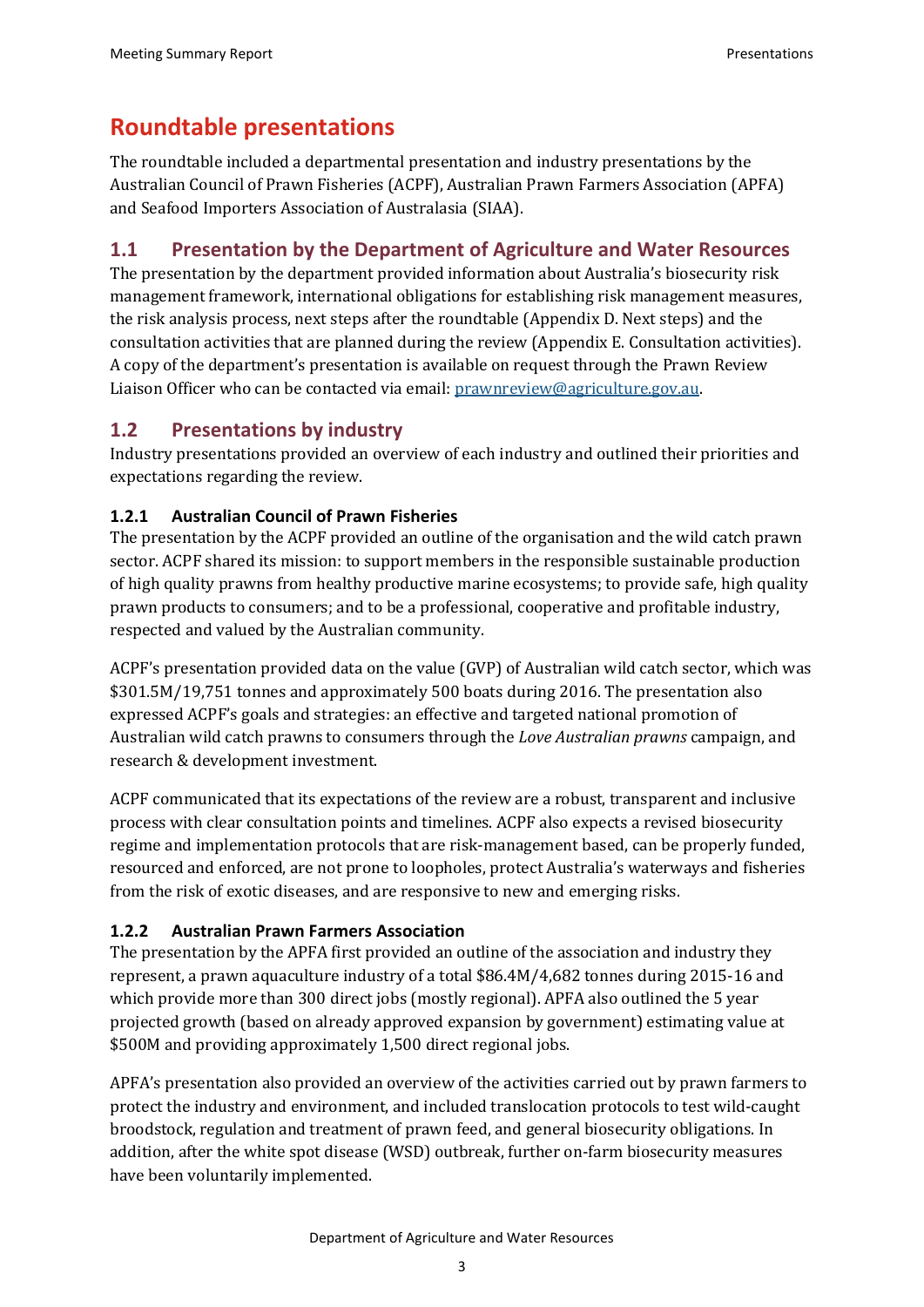# Roundtable presentations

The roundtable included a departmental presentation and industry presentations by the Australian Council of Prawn Fisheries (ACPF), Australian Prawn Farmers Association (APFA) and Seafood Importers Association of Australasia (SIAA).

## 1.1 Presentation by the Department of Agriculture and Water Resources

The presentation by the department provided information about Australia's biosecurity risk management framework, international obligations for establishing risk management measures, the risk analysis process, next steps after the roundtable (Appendix D. Next steps) and the consultation activities that are planned during the review (Appendix E. Consultation activities). A copy of the department's presentation is available on request through the Prawn Review Liaison Officer who can be contacted via email: [prawnreview@agriculture.gov.au](mailto:prawnreview@agriculture.gov.au).

## 1.2 Presentations by industry

Industry presentations provided an overview of each industry and outlined their priorities and expectations regarding the review.

### 1.2.1 Australian Council of Prawn Fisheries

The presentation by the ACPF provided an outline of the organisation and the wild catch prawn sector. ACPF shared its mission: to support members in the responsible sustainable production of high quality prawns from healthy productive marine ecosystems; to provide safe, high quality prawn products to consumers; and to be a professional, cooperative and profitable industry, respected and valued by the Australian community.

ACPF's presentation provided data on the value (GVP) of Australian wild catch sector, which was $301.5M/19,751 tonnes and approximately 500 boats during 2016. The presentation also expressed ACPF's goals and strategies: an effective and targeted national promotion of Australian wild catch prawns to consumers through the *Love Australian prawns* campaign, and research & development investment.

ACPF communicated that its expectations of the review are a robust, transparent and inclusive process with clear consultation points and timelines. ACPF also expects a revised biosecurity regime and implementation protocols that are risk-management based, can be properly funded, resourced and enforced, are not prone to loopholes, protect Australia's waterways and fisheries from the risk of exotic diseases, and are responsive to new and emerging risks.

### 1.2.2 Australian Prawn Farmers Association

The presentation by the APFA first provided an outline of the association and industry they represent, a prawn aquaculture industry of a total $86.4M/4,682 tonnes during 2015-16 and which provide more than 300 direct jobs (mostly regional). APFA also outlined the 5 year projected growth (based on already approved expansion by government) estimating value at $500M and providing approximately 1,500 direct regional jobs.

APFA's presentation also provided an overview of the activities carried out by prawn farmers to protect the industry and environment, and included translocation protocols to test wild-caught broodstock, regulation and treatment of prawn feed, and general biosecurity obligations. In addition, after the white spot disease (WSD) outbreak, further on-farm biosecurity measures have been voluntarily implemented.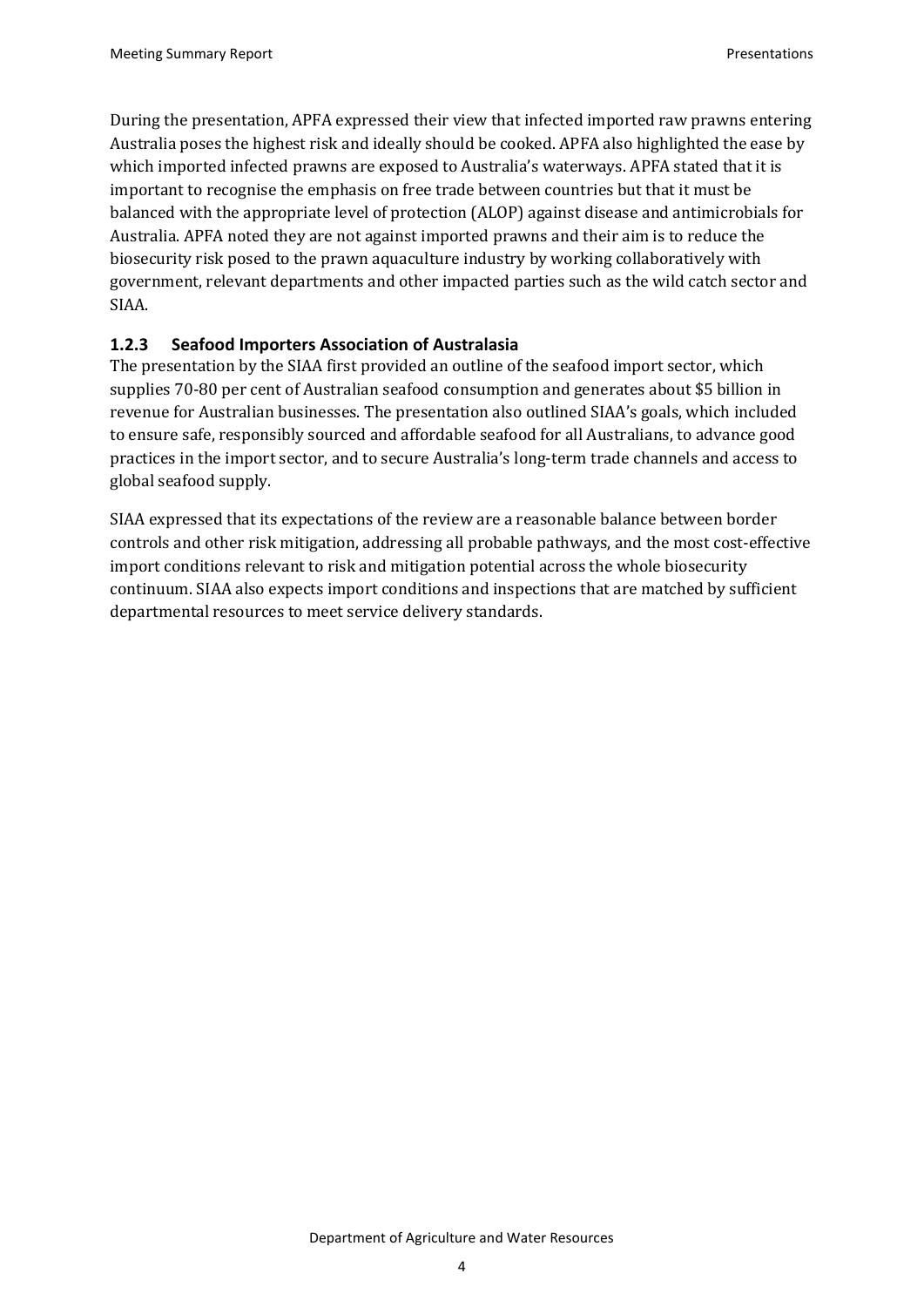During the presentation, APFA expressed their view that infected imported raw prawns entering Australia poses the highest risk and ideally should be cooked. APFA also highlighted the ease by which imported infected prawns are exposed to Australia's waterways. APFA stated that it is important to recognise the emphasis on free trade between countries but that it must be balanced with the appropriate level of protection (ALOP) against disease and antimicrobials for Australia. APFA noted they are not against imported prawns and their aim is to reduce the biosecurity risk posed to the prawn aquaculture industry by working collaboratively with government, relevant departments and other impacted parties such as the wild catch sector and SIAA.

### 1.2.3 Seafood Importers Association of Australasia

The presentation by the SIAA first provided an outline of the seafood import sector, which supplies 70-80 per cent of Australian seafood consumption and generates about $5 billion in revenue for Australian businesses. The presentation also outlined SIAA's goals, which included to ensure safe, responsibly sourced and affordable seafood for all Australians, to advance good practices in the import sector, and to secure Australia's long-term trade channels and access to global seafood supply.

SIAA expressed that its expectations of the review are a reasonable balance between border controls and other risk mitigation, addressing all probable pathways, and the most cost-effective import conditions relevant to risk and mitigation potential across the whole biosecurity continuum. SIAA also expects import conditions and inspections that are matched by sufficient departmental resources to meet service delivery standards.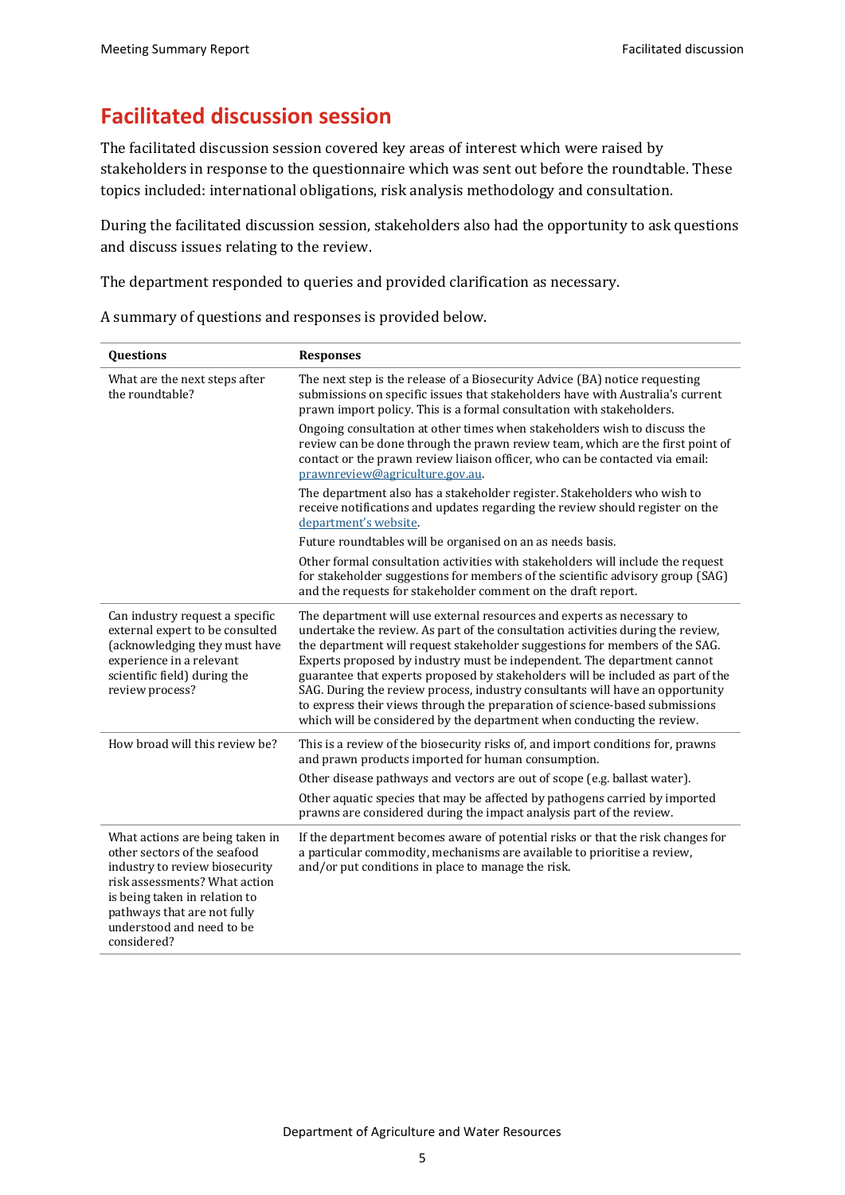# Facilitated discussion session

The facilitated discussion session covered key areas of interest which were raised by stakeholders in response to the questionnaire which was sent out before the roundtable. These topics included: international obligations, risk analysis methodology and consultation.

During the facilitated discussion session, stakeholders also had the opportunity to ask questions and discuss issues relating to the review.

The department responded to queries and provided clarification as necessary.

A summary of questions and responses is provided below.

| Questions | Responses |
|---|---|
| What are the next steps after the roundtable? | The next step is the release of a Biosecurity Advice (BA) notice requesting submissions on specific issues that stakeholders have with Australia's current prawn import policy. This is a formal consultation with stakeholders.<br><br>Ongoing consultation at other times when stakeholders wish to discuss the review can be done through the prawn review team, which are the first point of contact or the prawn review liaison officer, who can be contacted via email: prawnreview@agriculture.gov.au.<br><br>The department also has a stakeholder register. Stakeholders who wish to receive notifications and updates regarding the review should register on the department's website.<br><br>Future roundtables will be organised on an as needs basis.<br><br>Other formal consultation activities with stakeholders will include the request for stakeholder suggestions for members of the scientific advisory group (SAG) and the requests for stakeholder comment on the draft report. |
| Can industry request a specific external expert to be consulted (acknowledging they must have experience in a relevant scientific field) during the review process? | The department will use external resources and experts as necessary to undertake the review. As part of the consultation activities during the review, the department will request stakeholder suggestions for members of the SAG. Experts proposed by industry must be independent. The department cannot guarantee that experts proposed by stakeholders will be included as part of the SAG. During the review process, industry consultants will have an opportunity to express their views through the preparation of science-based submissions which will be considered by the department when conducting the review. |
| How broad will this review be? | This is a review of the biosecurity risks of, and import conditions for, prawns and prawn products imported for human consumption.<br><br>Other disease pathways and vectors are out of scope (e.g. ballast water).<br><br>Other aquatic species that may be affected by pathogens carried by imported prawns are considered during the impact analysis part of the review. |
| What actions are being taken in other sectors of the seafood industry to review biosecurity risk assessments? What action is being taken in relation to pathways that are not fully understood and need to be considered? | If the department becomes aware of potential risks or that the risk changes for a particular commodity, mechanisms are available to prioritise a review, and/or put conditions in place to manage the risk. |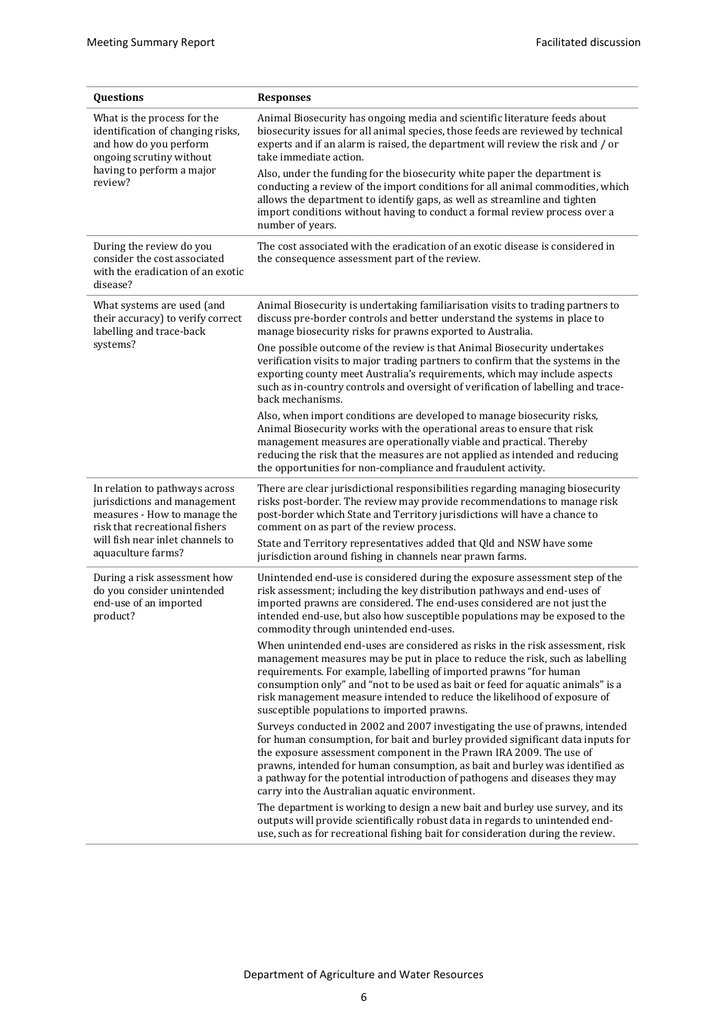| Questions | Responses |
| --- | --- |
| What is the process for the identification of changing risks, and how do you perform ongoing scrutiny without having to perform a major review? | Animal Biosecurity has ongoing media and scientific literature feeds about biosecurity issues for all animal species, those feeds are reviewed by technical experts and if an alarm is raised, the department will review the risk and / or take immediate action.<br><br>Also, under the funding for the biosecurity white paper the department is conducting a review of the import conditions for all animal commodities, which allows the department to identify gaps, as well as streamline and tighten import conditions without having to conduct a formal review process over a number of years. |
| During the review do you consider the cost associated with the eradication of an exotic disease? | The cost associated with the eradication of an exotic disease is considered in the consequence assessment part of the review. |
| What systems are used (and their accuracy) to verify correct labelling and trace-back systems? | Animal Biosecurity is undertaking familiarisation visits to trading partners to discuss pre-border controls and better understand the systems in place to manage biosecurity risks for prawns exported to Australia.<br><br>One possible outcome of the review is that Animal Biosecurity undertakes verification visits to major trading partners to confirm that the systems in the exporting county meet Australia's requirements, which may include aspects such as in-country controls and oversight of verification of labelling and trace-back mechanisms.<br><br>Also, when import conditions are developed to manage biosecurity risks, Animal Biosecurity works with the operational areas to ensure that risk management measures are operationally viable and practical. Thereby reducing the risk that the measures are not applied as intended and reducing the opportunities for non-compliance and fraudulent activity. |
| In relation to pathways across jurisdictions and management measures - How to manage the risk that recreational fishers will fish near inlet channels to aquaculture farms? | There are clear jurisdictional responsibilities regarding managing biosecurity risks post-border. The review may provide recommendations to manage risk post-border which State and Territory jurisdictions will have a chance to comment on as part of the review process.<br><br>State and Territory representatives added that Qld and NSW have some jurisdiction around fishing in channels near prawn farms. |
| During a risk assessment how do you consider unintended end-use of an imported product? | Unintended end-use is considered during the exposure assessment step of the risk assessment; including the key distribution pathways and end-uses of imported prawns are considered. The end-uses considered are not just the intended end-use, but also how susceptible populations may be exposed to the commodity through unintended end-uses.<br><br>When unintended end-uses are considered as risks in the risk assessment, risk management measures may be put in place to reduce the risk, such as labelling requirements. For example, labelling of imported prawns "for human consumption only" and "not to be used as bait or feed for aquatic animals" is a risk management measure intended to reduce the likelihood of exposure of susceptible populations to imported prawns.<br><br>Surveys conducted in 2002 and 2007 investigating the use of prawns, intended for human consumption, for bait and burley provided significant data inputs for the exposure assessment component in the Prawn IRA 2009. The use of prawns, intended for human consumption, as bait and burley was identified as a pathway for the potential introduction of pathogens and diseases they may carry into the Australian aquatic environment.<br><br>The department is working to design a new bait and burley use survey, and its outputs will provide scientifically robust data in regards to unintended end-use, such as for recreational fishing bait for consideration during the review. |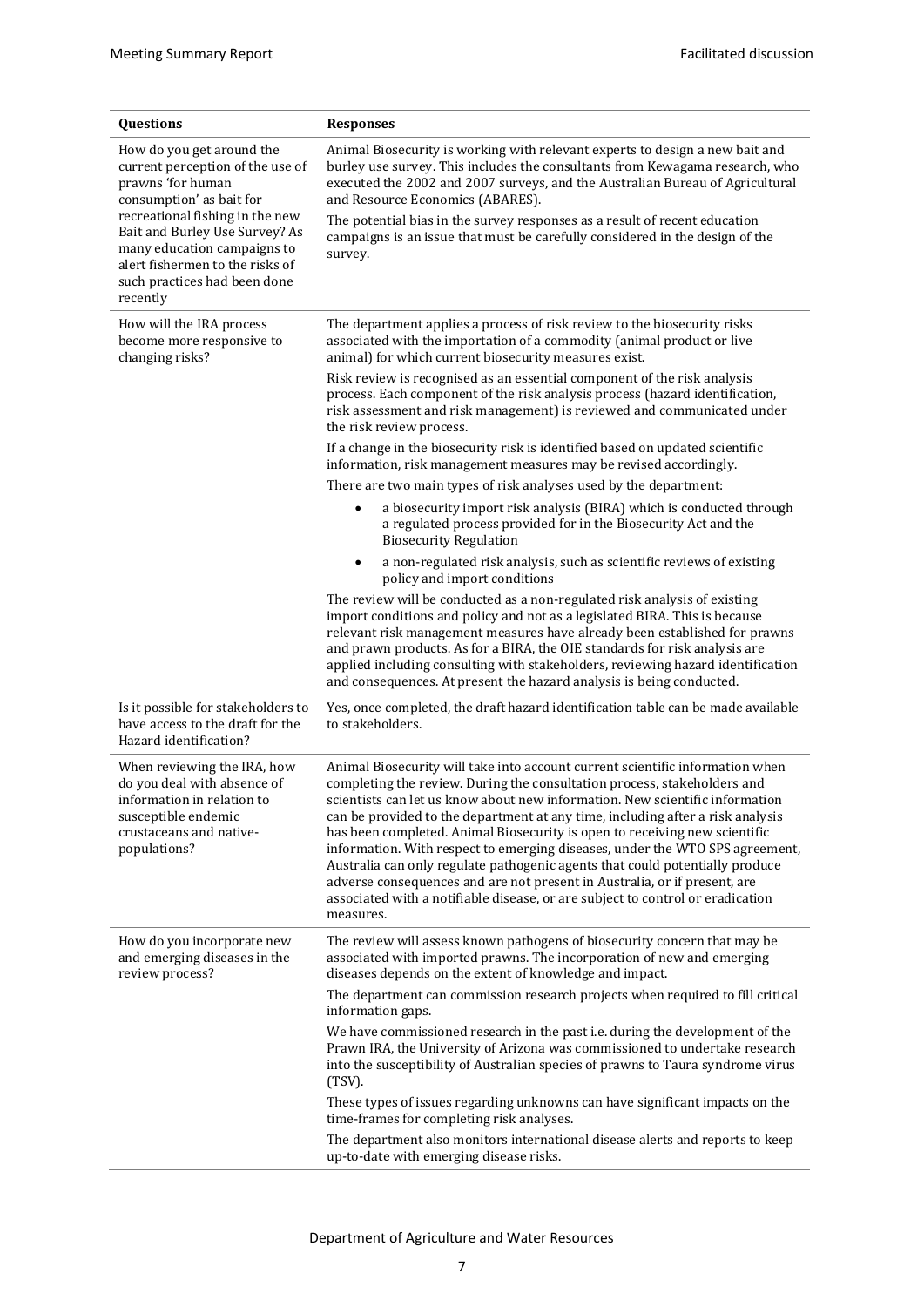| Questions | Responses |
|---|---|
| How do you get around the current perception of the use of prawns 'for human consumption' as bait for recreational fishing in the new Bait and Burley Use Survey? As many education campaigns to alert fishermen to the risks of such practices had been done recently | Animal Biosecurity is working with relevant experts to design a new bait and burley use survey. This includes the consultants from Kewagama research, who executed the 2002 and 2007 surveys, and the Australian Bureau of Agricultural and Resource Economics (ABARES).<br><br>The potential bias in the survey responses as a result of recent education campaigns is an issue that must be carefully considered in the design of the survey. |
| How will the IRA process become more responsive to changing risks? | The department applies a process of risk review to the biosecurity risks associated with the importation of a commodity (animal product or live animal) for which current biosecurity measures exist.<br><br>Risk review is recognised as an essential component of the risk analysis process. Each component of the risk analysis process (hazard identification, risk assessment and risk management) is reviewed and communicated under the risk review process.<br><br>If a change in the biosecurity risk is identified based on updated scientific information, risk management measures may be revised accordingly.<br><br>There are two main types of risk analyses used by the department:<br><br>• a biosecurity import risk analysis (BIRA) which is conducted through a regulated process provided for in the Biosecurity Act and the Biosecurity Regulation<br><br>• a non-regulated risk analysis, such as scientific reviews of existing policy and import conditions<br><br>The review will be conducted as a non-regulated risk analysis of existing import conditions and policy and not as a legislated BIRA. This is because relevant risk management measures have already been established for prawns and prawn products. As for a BIRA, the OIE standards for risk analysis are applied including consulting with stakeholders, reviewing hazard identification and consequences. At present the hazard analysis is being conducted. |
| Is it possible for stakeholders to have access to the draft for the Hazard identification? | Yes, once completed, the draft hazard identification table can be made available to stakeholders. |
| When reviewing the IRA, how do you deal with absence of information in relation to susceptible endemic crustaceans and native-populations? | Animal Biosecurity will take into account current scientific information when completing the review. During the consultation process, stakeholders and scientists can let us know about new information. New scientific information can be provided to the department at any time, including after a risk analysis has been completed. Animal Biosecurity is open to receiving new scientific information. With respect to emerging diseases, under the WTO SPS agreement, Australia can only regulate pathogenic agents that could potentially produce adverse consequences and are not present in Australia, or if present, are associated with a notifiable disease, or are subject to control or eradication measures. |
| How do you incorporate new and emerging diseases in the review process? | The review will assess known pathogens of biosecurity concern that may be associated with imported prawns. The incorporation of new and emerging diseases depends on the extent of knowledge and impact.<br><br>The department can commission research projects when required to fill critical information gaps.<br><br>We have commissioned research in the past i.e. during the development of the Prawn IRA, the University of Arizona was commissioned to undertake research into the susceptibility of Australian species of prawns to Taura syndrome virus (TSV).<br><br>These types of issues regarding unknowns can have significant impacts on the time-frames for completing risk analyses.<br><br>The department also monitors international disease alerts and reports to keep up-to-date with emerging disease risks. |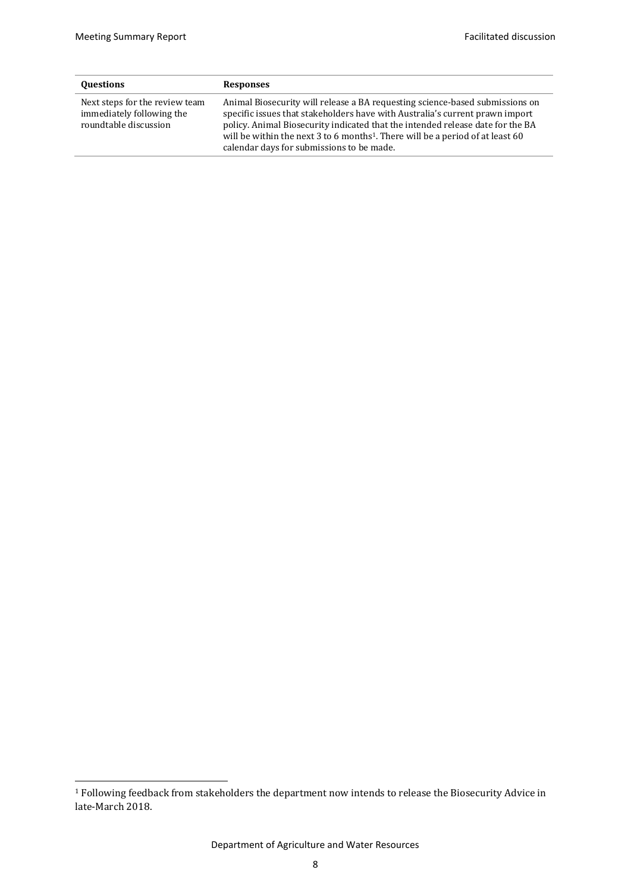| Questions | Responses |
| --- | --- |
| Next steps for the review team immediately following the roundtable discussion | Animal Biosecurity will release a BA requesting science-based submissions on specific issues that stakeholders have with Australia's current prawn import policy. Animal Biosecurity indicated that the intended release date for the BA will be within the next 3 to 6 months[1]. There will be a period of at least 60 calendar days for submissions to be made. |

[1] Following feedback from stakeholders the department now intends to release the Biosecurity Advice in late-March 2018.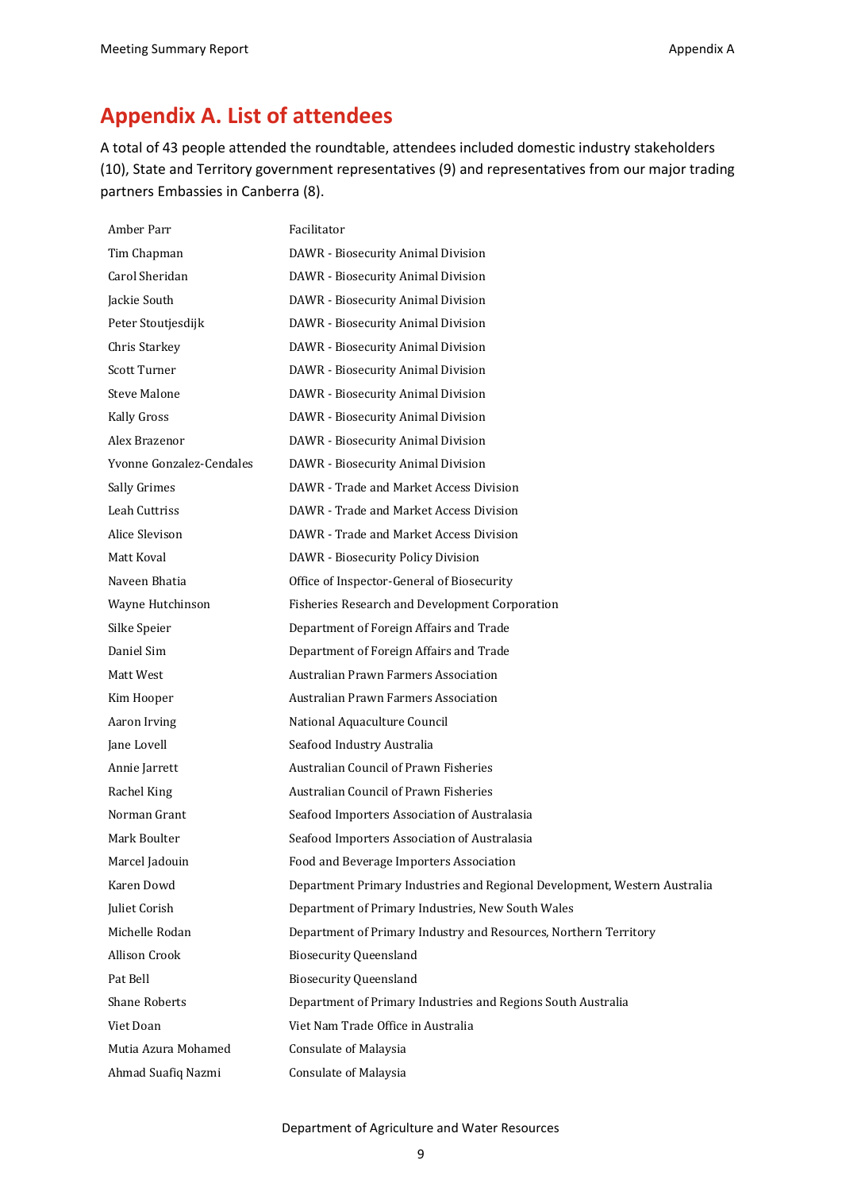## Appendix A. List of attendees

A total of 43 people attended the roundtable, attendees included domestic industry stakeholders (10), State and Territory government representatives (9) and representatives from our major trading partners Embassies in Canberra (8).

| | |
|---|---|
| Amber Parr | Facilitator |
| Tim Chapman | DAWR - Biosecurity Animal Division |
| Carol Sheridan | DAWR - Biosecurity Animal Division |
| Jackie South | DAWR - Biosecurity Animal Division |
| Peter Stoutjesdijk | DAWR - Biosecurity Animal Division |
| Chris Starkey | DAWR - Biosecurity Animal Division |
| Scott Turner | DAWR - Biosecurity Animal Division |
| Steve Malone | DAWR - Biosecurity Animal Division |
| Kally Gross | DAWR - Biosecurity Animal Division |
| Alex Brazenor | DAWR - Biosecurity Animal Division |
| Yvonne Gonzalez-Cendales | DAWR - Biosecurity Animal Division |
| Sally Grimes | DAWR - Trade and Market Access Division |
| Leah Cuttriss | DAWR - Trade and Market Access Division |
| Alice Slevison | DAWR - Trade and Market Access Division |
| Matt Koval | DAWR - Biosecurity Policy Division |
| Naveen Bhatia | Office of Inspector-General of Biosecurity |
| Wayne Hutchinson | Fisheries Research and Development Corporation |
| Silke Speier | Department of Foreign Affairs and Trade |
| Daniel Sim | Department of Foreign Affairs and Trade |
| Matt West | Australian Prawn Farmers Association |
| Kim Hooper | Australian Prawn Farmers Association |
| Aaron Irving | National Aquaculture Council |
| Jane Lovell | Seafood Industry Australia |
| Annie Jarrett | Australian Council of Prawn Fisheries |
| Rachel King | Australian Council of Prawn Fisheries |
| Norman Grant | Seafood Importers Association of Australasia |
| Mark Boulter | Seafood Importers Association of Australasia |
| Marcel Jadouin | Food and Beverage Importers Association |
| Karen Dowd | Department Primary Industries and Regional Development, Western Australia |
| Juliet Corish | Department of Primary Industries, New South Wales |
| Michelle Rodan | Department of Primary Industry and Resources, Northern Territory |
| Allison Crook | Biosecurity Queensland |
| Pat Bell | Biosecurity Queensland |
| Shane Roberts | Department of Primary Industries and Regions South Australia |
| Viet Doan | Viet Nam Trade Office in Australia |
| Mutia Azura Mohamed | Consulate of Malaysia |
| Ahmad Suafiq Nazmi | Consulate of Malaysia |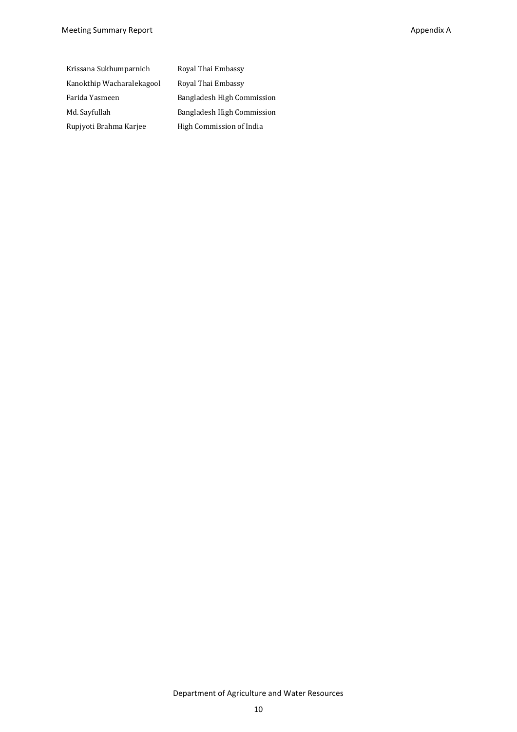| | |
|---|---|
| Krissana Sukhumparnich | Royal Thai Embassy |
| Kanokthip Wacharalekagool | Royal Thai Embassy |
| Farida Yasmeen | Bangladesh High Commission |
| Md. Sayfullah | Bangladesh High Commission |
| Rupjyoti Brahma Karjee | High Commission of India |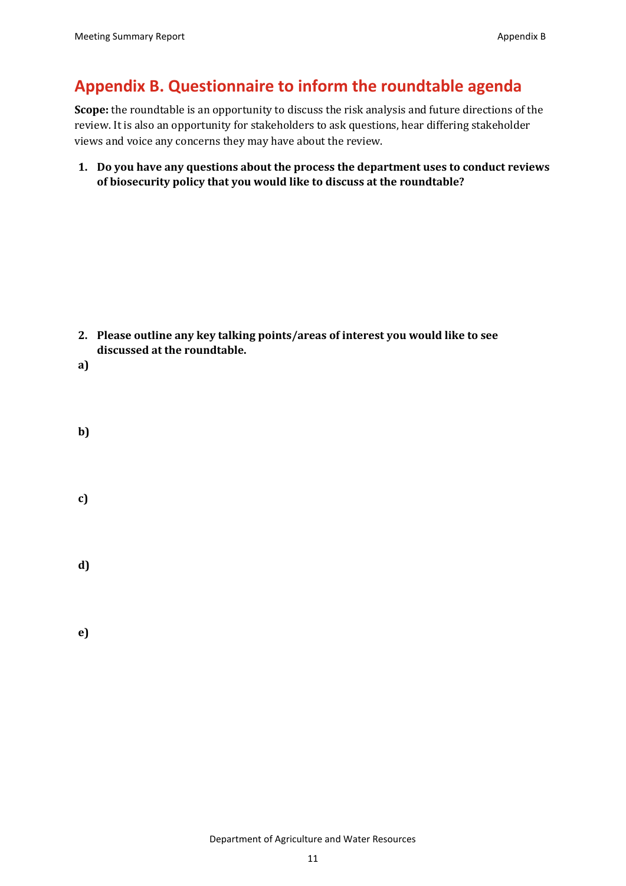# Appendix B. Questionnaire to inform the roundtable agenda

**Scope:** the roundtable is an opportunity to discuss the risk analysis and future directions of the review. It is also an opportunity for stakeholders to ask questions, hear differing stakeholder views and voice any concerns they may have about the review.

1. **Do you have any questions about the process the department uses to conduct reviews of biosecurity policy that you would like to discuss at the roundtable?**

2. **Please outline any key talking points/areas of interest you would like to see discussed at the roundtable.**

**a)**

**b)**

**c)**

**d)**

**e)**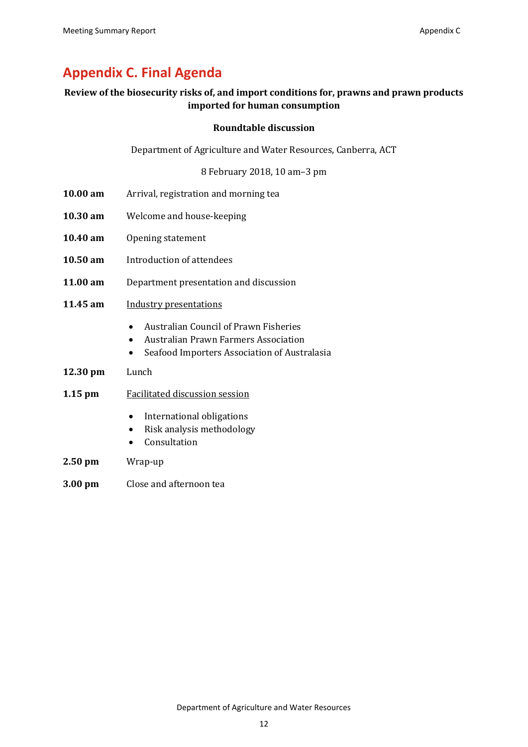# Appendix C. Final Agenda

**Review of the biosecurity risks of, and import conditions for, prawns and prawn products imported for human consumption**

**Roundtable discussion**

Department of Agriculture and Water Resources, Canberra, ACT

8 February 2018, 10 am–3 pm

**10.00 am** Arrival, registration and morning tea

**10.30 am** Welcome and house-keeping

**10.40 am** Opening statement

**10.50 am** Introduction of attendees

**11.00 am** Department presentation and discussion

**11.45 am** Industry presentations

- Australian Council of Prawn Fisheries
- Australian Prawn Farmers Association
- Seafood Importers Association of Australasia

**12.30 pm** Lunch

**1.15 pm** Facilitated discussion session

- International obligations
- Risk analysis methodology
- Consultation

**2.50 pm** Wrap-up

**3.00 pm** Close and afternoon tea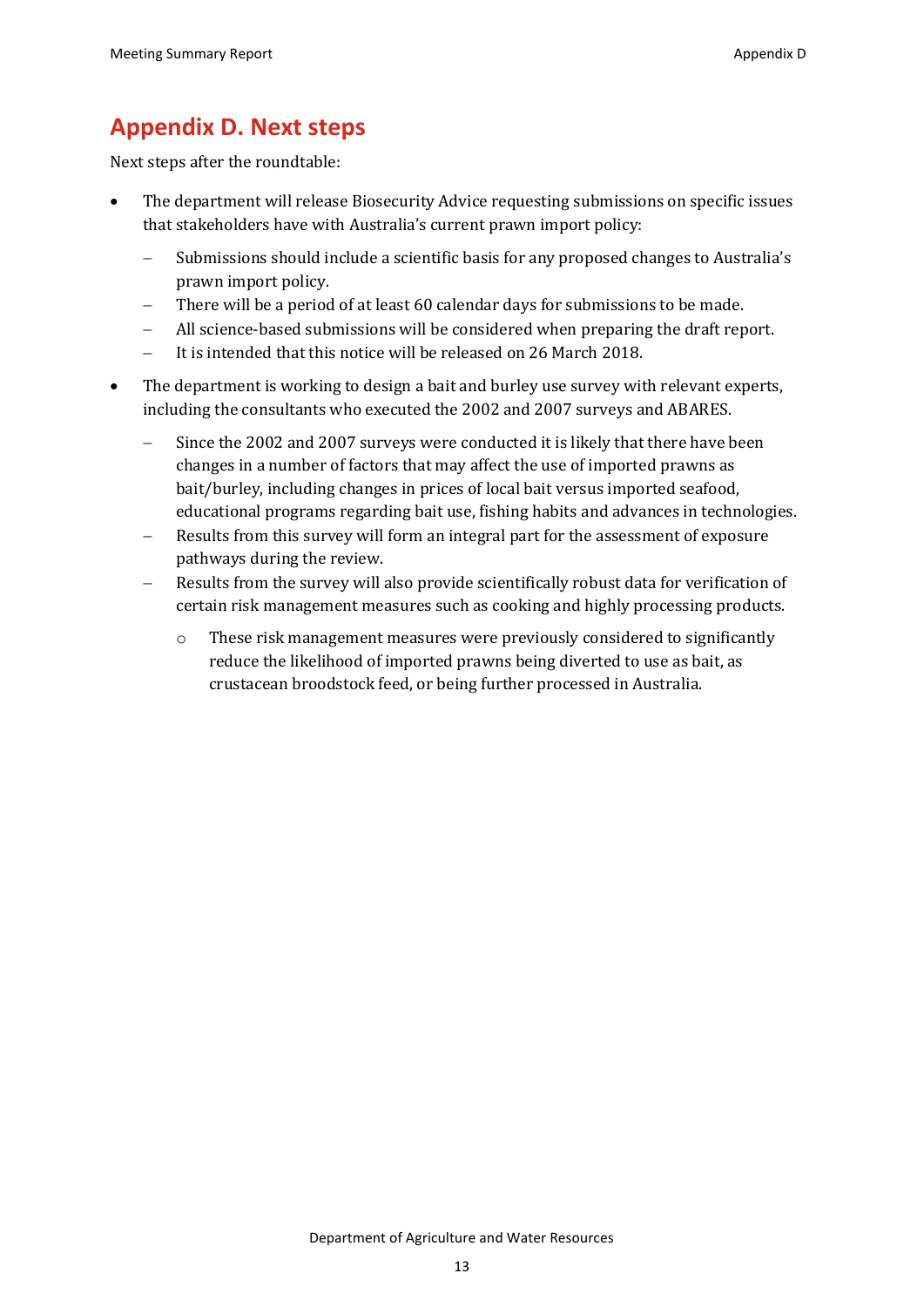## Appendix D. Next steps

Next steps after the roundtable:

- The department will release Biosecurity Advice requesting submissions on specific issues that stakeholders have with Australia's current prawn import policy:
  - Submissions should include a scientific basis for any proposed changes to Australia's prawn import policy.
  - There will be a period of at least 60 calendar days for submissions to be made.
  - All science-based submissions will be considered when preparing the draft report.
  - It is intended that this notice will be released on 26 March 2018.
- The department is working to design a bait and burley use survey with relevant experts, including the consultants who executed the 2002 and 2007 surveys and ABARES.
  - Since the 2002 and 2007 surveys were conducted it is likely that there have been changes in a number of factors that may affect the use of imported prawns as bait/burley, including changes in prices of local bait versus imported seafood, educational programs regarding bait use, fishing habits and advances in technologies.
  - Results from this survey will form an integral part for the assessment of exposure pathways during the review.
  - Results from the survey will also provide scientifically robust data for verification of certain risk management measures such as cooking and highly processing products.
    - These risk management measures were previously considered to significantly reduce the likelihood of imported prawns being diverted to use as bait, as crustacean broodstock feed, or being further processed in Australia.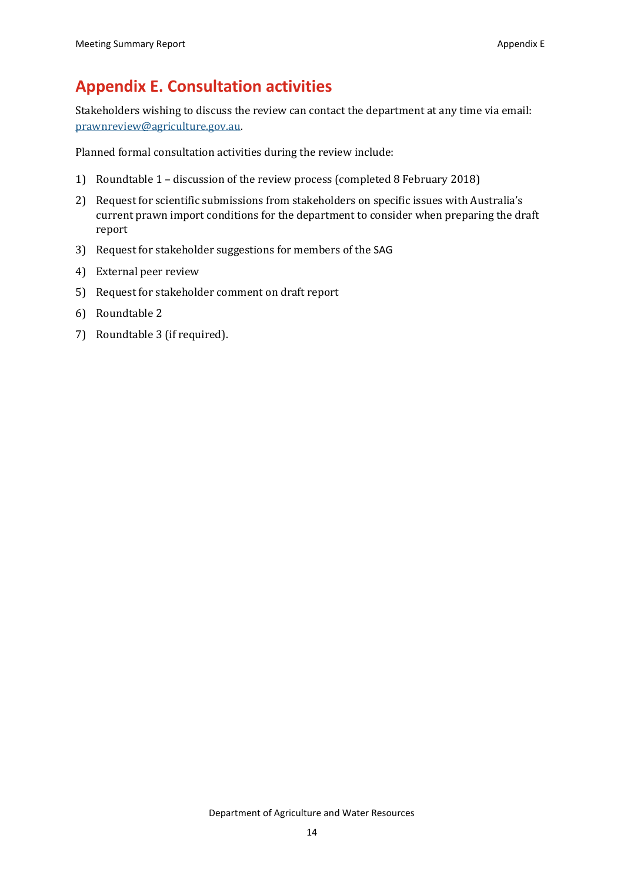# Appendix E. Consultation activities

Stakeholders wishing to discuss the review can contact the department at any time via email: [prawnreview@agriculture.gov.au](mailto:prawnreview@agriculture.gov.au).

Planned formal consultation activities during the review include:

1) Roundtable 1 – discussion of the review process (completed 8 February 2018)
2) Request for scientific submissions from stakeholders on specific issues with Australia's current prawn import conditions for the department to consider when preparing the draft report
3) Request for stakeholder suggestions for members of the SAG
4) External peer review
5) Request for stakeholder comment on draft report
6) Roundtable 2
7) Roundtable 3 (if required).